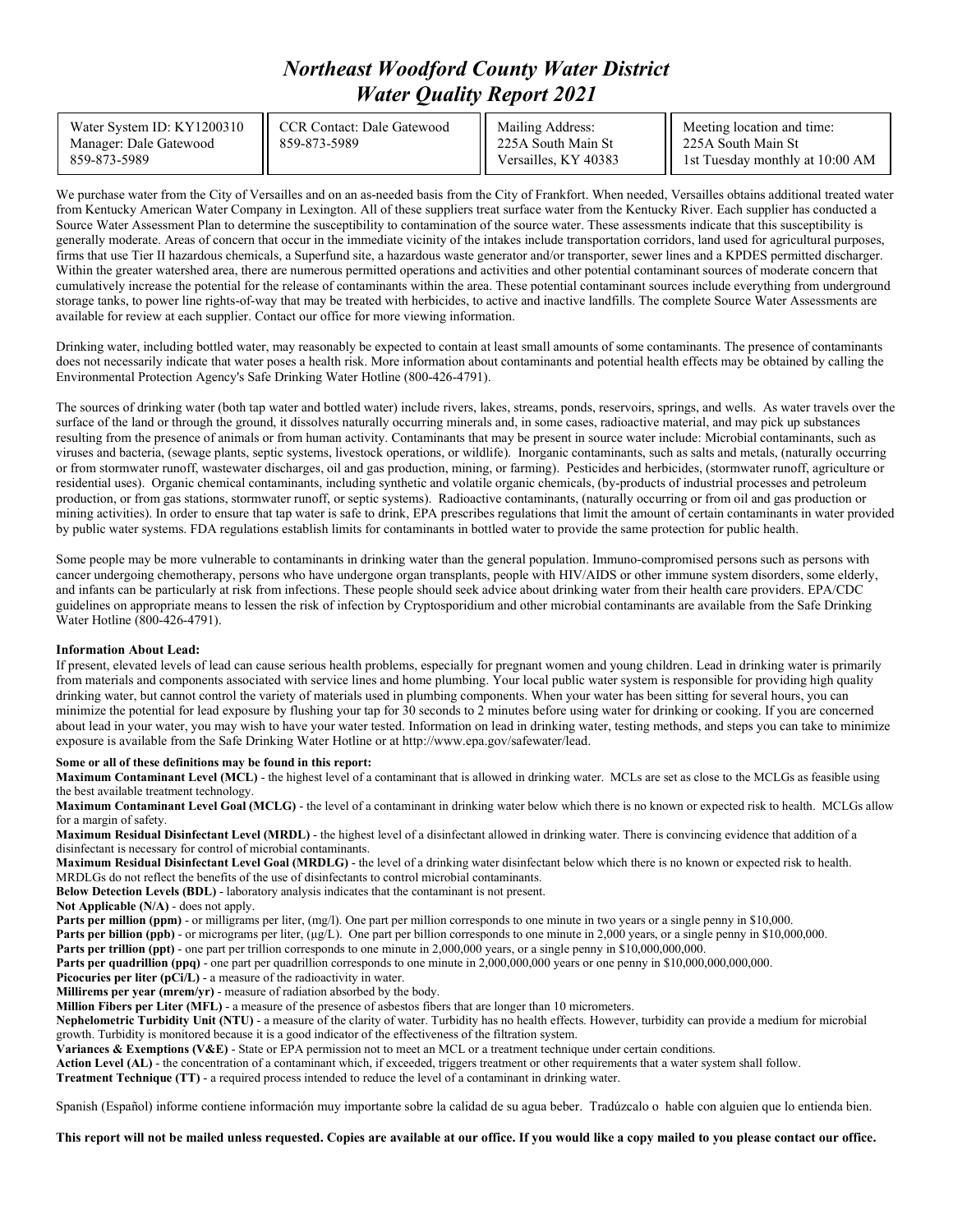# *Northeast Woodford County Water District*
# *Water Quality Report 2021*

| Water System ID: KY1200310<br>Manager: Dale Gatewood<br>859-873-5989 | CCR Contact: Dale Gatewood<br>859-873-5989 | Mailing Address:<br>225A South Main St<br>Versailles, KY 40383 | Meeting location and time:<br>225A South Main St<br>1st Tuesday monthly at 10:00 AM |
|---|---|---|---|

We purchase water from the City of Versailles and on an as-needed basis from the City of Frankfort. When needed, Versailles obtains additional treated water from Kentucky American Water Company in Lexington. All of these suppliers treat surface water from the Kentucky River. Each supplier has conducted a Source Water Assessment Plan to determine the susceptibility to contamination of the source water. These assessments indicate that this susceptibility is generally moderate. Areas of concern that occur in the immediate vicinity of the intakes include transportation corridors, land used for agricultural purposes, firms that use Tier II hazardous chemicals, a Superfund site, a hazardous waste generator and/or transporter, sewer lines and a KPDES permitted discharger. Within the greater watershed area, there are numerous permitted operations and activities and other potential contaminant sources of moderate concern that cumulatively increase the potential for the release of contaminants within the area. These potential contaminant sources include everything from underground storage tanks, to power line rights-of-way that may be treated with herbicides, to active and inactive landfills. The complete Source Water Assessments are available for review at each supplier. Contact our office for more viewing information.

Drinking water, including bottled water, may reasonably be expected to contain at least small amounts of some contaminants. The presence of contaminants does not necessarily indicate that water poses a health risk. More information about contaminants and potential health effects may be obtained by calling the Environmental Protection Agency's Safe Drinking Water Hotline (800-426-4791).

The sources of drinking water (both tap water and bottled water) include rivers, lakes, streams, ponds, reservoirs, springs, and wells. As water travels over the surface of the land or through the ground, it dissolves naturally occurring minerals and, in some cases, radioactive material, and may pick up substances resulting from the presence of animals or from human activity. Contaminants that may be present in source water include: Microbial contaminants, such as viruses and bacteria, (sewage plants, septic systems, livestock operations, or wildlife). Inorganic contaminants, such as salts and metals, (naturally occurring or from stormwater runoff, wastewater discharges, oil and gas production, mining, or farming). Pesticides and herbicides, (stormwater runoff, agriculture or residential uses). Organic chemical contaminants, including synthetic and volatile organic chemicals, (by-products of industrial processes and petroleum production, or from gas stations, stormwater runoff, or septic systems). Radioactive contaminants, (naturally occurring or from oil and gas production or mining activities). In order to ensure that tap water is safe to drink, EPA prescribes regulations that limit the amount of certain contaminants in water provided by public water systems. FDA regulations establish limits for contaminants in bottled water to provide the same protection for public health.

Some people may be more vulnerable to contaminants in drinking water than the general population. Immuno-compromised persons such as persons with cancer undergoing chemotherapy, persons who have undergone organ transplants, people with HIV/AIDS or other immune system disorders, some elderly, and infants can be particularly at risk from infections. These people should seek advice about drinking water from their health care providers. EPA/CDC guidelines on appropriate means to lessen the risk of infection by Cryptosporidium and other microbial contaminants are available from the Safe Drinking Water Hotline (800-426-4791).

**Information About Lead:**
If present, elevated levels of lead can cause serious health problems, especially for pregnant women and young children. Lead in drinking water is primarily from materials and components associated with service lines and home plumbing. Your local public water system is responsible for providing high quality drinking water, but cannot control the variety of materials used in plumbing components. When your water has been sitting for several hours, you can minimize the potential for lead exposure by flushing your tap for 30 seconds to 2 minutes before using water for drinking or cooking. If you are concerned about lead in your water, you may wish to have your water tested. Information on lead in drinking water, testing methods, and steps you can take to minimize exposure is available from the Safe Drinking Water Hotline or at http://www.epa.gov/safewater/lead.

**Some or all of these definitions may be found in this report:**

**Maximum Contaminant Level (MCL)** - the highest level of a contaminant that is allowed in drinking water. MCLs are set as close to the MCLGs as feasible using the best available treatment technology.

**Maximum Contaminant Level Goal (MCLG)** - the level of a contaminant in drinking water below which there is no known or expected risk to health. MCLGs allow for a margin of safety.

**Maximum Residual Disinfectant Level (MRDL)** - the highest level of a disinfectant allowed in drinking water. There is convincing evidence that addition of a disinfectant is necessary for control of microbial contaminants.

**Maximum Residual Disinfectant Level Goal (MRDLG)** - the level of a drinking water disinfectant below which there is no known or expected risk to health. MRDLGs do not reflect the benefits of the use of disinfectants to control microbial contaminants.

**Below Detection Levels (BDL)** - laboratory analysis indicates that the contaminant is not present.

**Not Applicable (N/A)** - does not apply.

**Parts per million (ppm)** - or milligrams per liter, (mg/l). One part per million corresponds to one minute in two years or a single penny in $10,000.

**Parts per billion (ppb)** - or micrograms per liter, (µg/L). One part per billion corresponds to one minute in 2,000 years, or a single penny in $10,000,000.

**Parts per trillion (ppt)** - one part per trillion corresponds to one minute in 2,000,000 years, or a single penny in $10,000,000,000.

**Parts per quadrillion (ppq)** - one part per quadrillion corresponds to one minute in 2,000,000,000 years or one penny in $10,000,000,000,000.

**Picocuries per liter (pCi/L)** - a measure of the radioactivity in water.

**Millirems per year (mrem/yr)** - measure of radiation absorbed by the body.

**Million Fibers per Liter (MFL)** - a measure of the presence of asbestos fibers that are longer than 10 micrometers.

**Nephelometric Turbidity Unit (NTU)** - a measure of the clarity of water. Turbidity has no health effects. However, turbidity can provide a medium for microbial growth. Turbidity is monitored because it is a good indicator of the effectiveness of the filtration system.

**Variances & Exemptions (V&E)** - State or EPA permission not to meet an MCL or a treatment technique under certain conditions.

**Action Level (AL)** - the concentration of a contaminant which, if exceeded, triggers treatment or other requirements that a water system shall follow.

**Treatment Technique (TT)** - a required process intended to reduce the level of a contaminant in drinking water.

Spanish (Español) informe contiene información muy importante sobre la calidad de su agua beber. Tradúzcalo o hable con alguien que lo entienda bien.

**This report will not be mailed unless requested. Copies are available at our office. If you would like a copy mailed to you please contact our office.**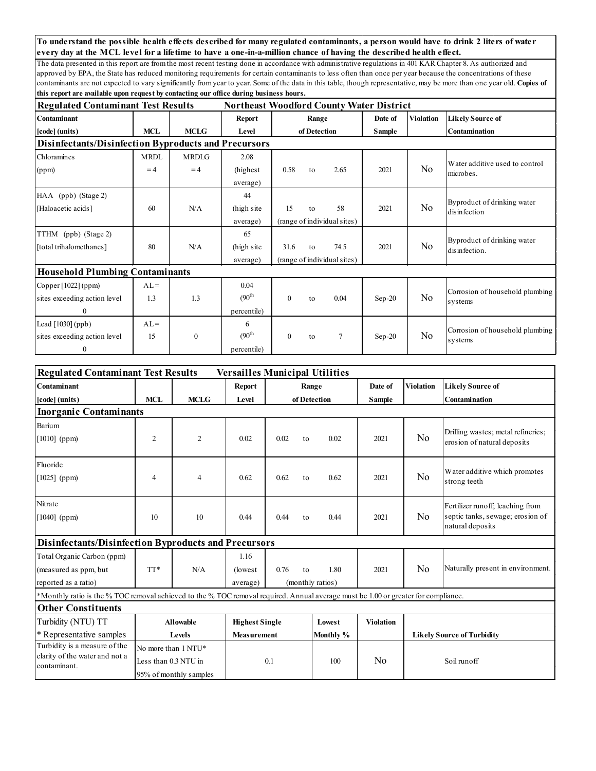**To understand the possible health effects described for many regulated contaminants, a person would have to drink 2 liters of water every day at the MCL level for a lifetime to have a one-in-a-million chance of having the described health effect.**

The data presented in this report are from the most recent testing done in accordance with administrative regulations in 401 KAR Chapter 8. As authorized and approved by EPA, the State has reduced monitoring requirements for certain contaminants to less often than once per year because the concentrations of these contaminants are not expected to vary significantly from year to year. Some of the data in this table, though representative, may be more than one year old. **Copies of this report are available upon request by contacting our office during business hours.**

**Regulated Contaminant Test Results — Northeast Woodford County Water District**

| Contaminant [code] (units) | MCL | MCLG | Report Level | Range of Detection | Date of Sample | Violation | Likely Source of Contamination |
|---|---|---|---|---|---|---|---|
| **Disinfectants/Disinfection Byproducts and Precursors** | | | | | | | |
| Chloramines (ppm) | MRDL = 4 | MRDLG = 4 | 2.08 (highest average) | 0.58 to 2.65 | 2021 | No | Water additive used to control microbes. |
| HAA (ppb) (Stage 2) [Haloacetic acids] | 60 | N/A | 44 (high site average) | 15 to 58 (range of individual sites) | 2021 | No | Byproduct of drinking water disinfection |
| TTHM (ppb) (Stage 2) [total trihalomethanes] | 80 | N/A | 65 (high site average) | 31.6 to 74.5 (range of individual sites) | 2021 | No | Byproduct of drinking water disinfection. |
| **Household Plumbing Contaminants** | | | | | | | |
| Copper [1022] (ppm) sites exceeding action level 0 | AL = 1.3 | 1.3 | 0.04 (90th percentile) | 0 to 0.04 | Sep-20 | No | Corrosion of household plumbing systems |
| Lead [1030] (ppb) sites exceeding action level 0 | AL = 15 | 0 | 6 (90th percentile) | 0 to 7 | Sep-20 | No | Corrosion of household plumbing systems |

**Regulated Contaminant Test Results — Versailles Municipal Utilities**

| Contaminant [code] (units) | MCL | MCLG | Report Level | Range of Detection | Date of Sample | Violation | Likely Source of Contamination |
|---|---|---|---|---|---|---|---|
| **Inorganic Contaminants** | | | | | | | |
| Barium [1010] (ppm) | 2 | 2 | 0.02 | 0.02 to 0.02 | 2021 | No | Drilling wastes; metal refineries; erosion of natural deposits |
| Fluoride [1025] (ppm) | 4 | 4 | 0.62 | 0.62 to 0.62 | 2021 | No | Water additive which promotes strong teeth |
| Nitrate [1040] (ppm) | 10 | 10 | 0.44 | 0.44 to 0.44 | 2021 | No | Fertilizer runoff; leaching from septic tanks, sewage; erosion of natural deposits |
| **Disinfectants/Disinfection Byproducts and Precursors** | | | | | | | |
| Total Organic Carbon (ppm) (measured as ppm, but reported as a ratio) | TT* | N/A | 1.16 (lowest average) | 0.76 to 1.80 (monthly ratios) | 2021 | No | Naturally present in environment. |

*Monthly ratio is the % TOC removal achieved to the % TOC removal required. Annual average must be 1.00 or greater for compliance.

**Other Constituents**

| Turbidity (NTU) TT * Representative samples | Allowable Levels | Highest Single Measurement | Lowest Monthly % | Violation | Likely Source of Turbidity |
|---|---|---|---|---|---|
| Turbidity is a measure of the clarity of the water and not a contaminant. | No more than 1 NTU* Less than 0.3 NTU in 95% of monthly samples | 0.1 | 100 | No | Soil runoff |